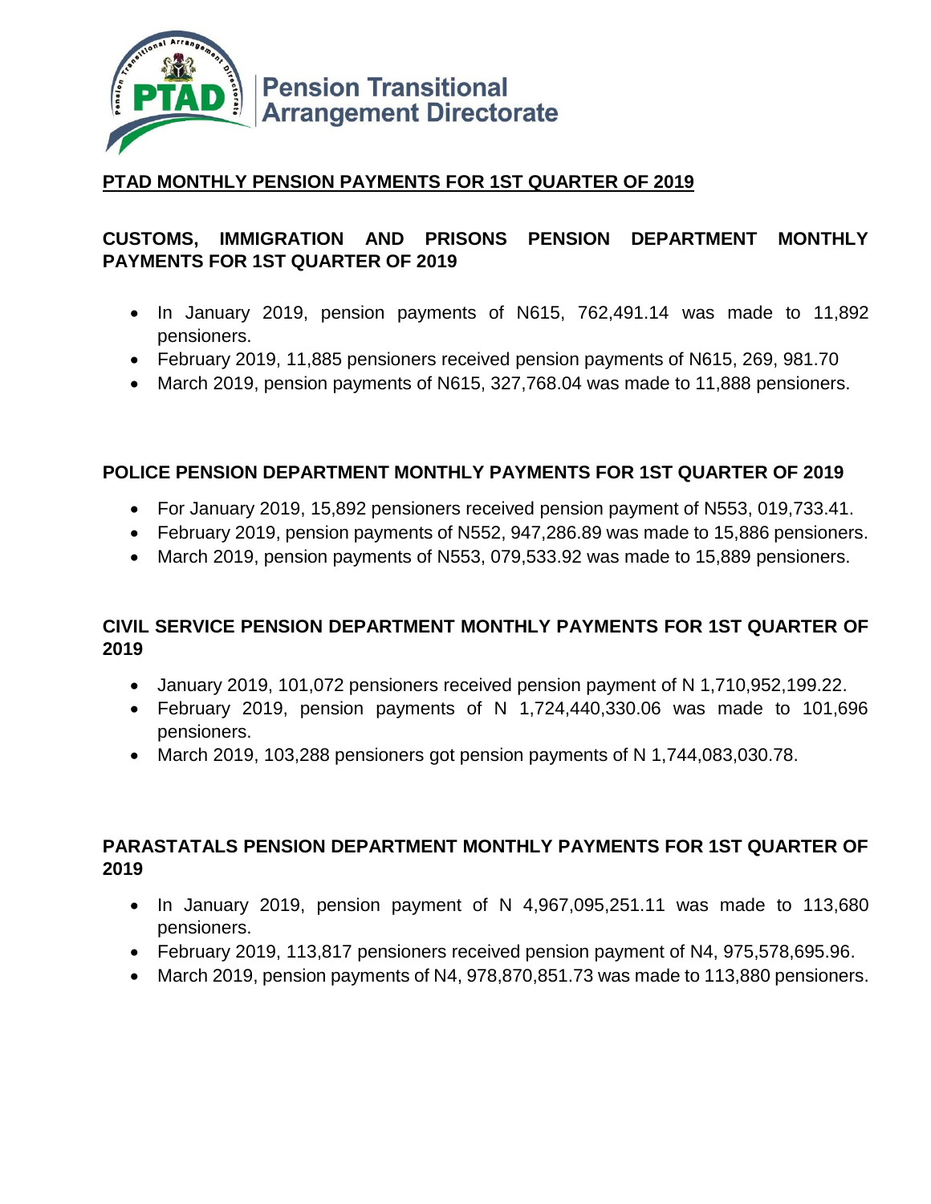Pension Transitional Arrangement Directorate

## PTAD MONTHLY PENSION PAYMENTS FOR 1ST QUARTER OF 2019

### CUSTOMS, IMMIGRATION AND PRISONS PENSION DEPARTMENT MONTHLY PAYMENTS FOR 1ST QUARTER OF 2019

- In January 2019, pension payments of N615, 762,491.14 was made to 11,892 pensioners.
- February 2019, 11,885 pensioners received pension payments of N615, 269, 981.70
- March 2019, pension payments of N615, 327,768.04 was made to 11,888 pensioners.

### POLICE PENSION DEPARTMENT MONTHLY PAYMENTS FOR 1ST QUARTER OF 2019

- For January 2019, 15,892 pensioners received pension payment of N553, 019,733.41.
- February 2019, pension payments of N552, 947,286.89 was made to 15,886 pensioners.
- March 2019, pension payments of N553, 079,533.92 was made to 15,889 pensioners.

### CIVIL SERVICE PENSION DEPARTMENT MONTHLY PAYMENTS FOR 1ST QUARTER OF 2019

- January 2019, 101,072 pensioners received pension payment of N 1,710,952,199.22.
- February 2019, pension payments of N 1,724,440,330.06 was made to 101,696 pensioners.
- March 2019, 103,288 pensioners got pension payments of N 1,744,083,030.78.

### PARASTATALS PENSION DEPARTMENT MONTHLY PAYMENTS FOR 1ST QUARTER OF 2019

- In January 2019, pension payment of N 4,967,095,251.11 was made to 113,680 pensioners.
- February 2019, 113,817 pensioners received pension payment of N4, 975,578,695.96.
- March 2019, pension payments of N4, 978,870,851.73 was made to 113,880 pensioners.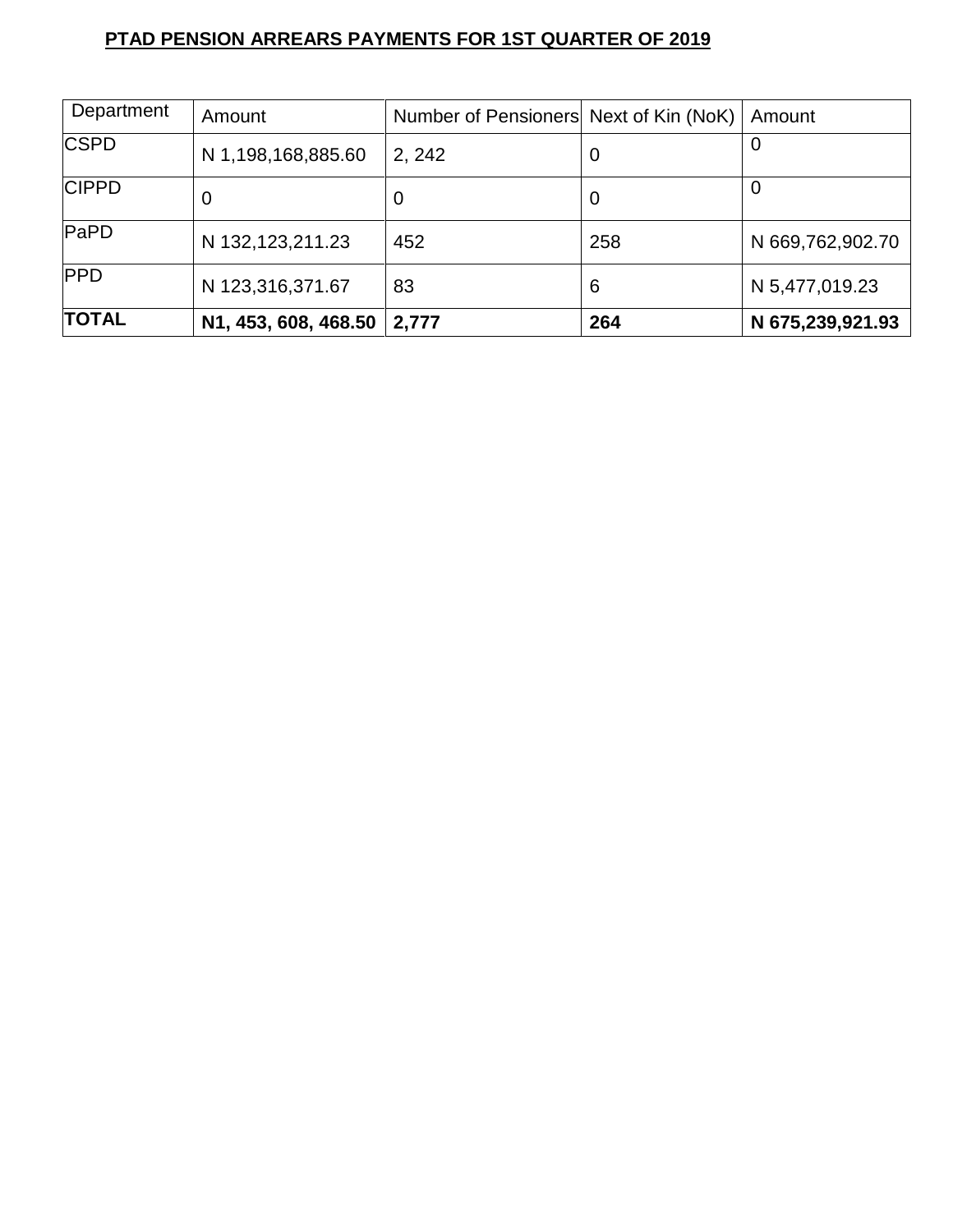**PTAD PENSION ARREARS PAYMENTS FOR 1ST QUARTER OF 2019**

| Department | Amount | Number of Pensioners | Next of Kin (NoK) | Amount |
|---|---|---|---|---|
| CSPD | N 1,198,168,885.60 | 2, 242 | 0 | 0 |
| CIPPD | 0 | 0 | 0 | 0 |
| PaPD | N 132,123,211.23 | 452 | 258 | N 669,762,902.70 |
| PPD | N 123,316,371.67 | 83 | 6 | N 5,477,019.23 |
| **TOTAL** | **N1, 453, 608, 468.50** | **2,777** | **264** | **N 675,239,921.93** |